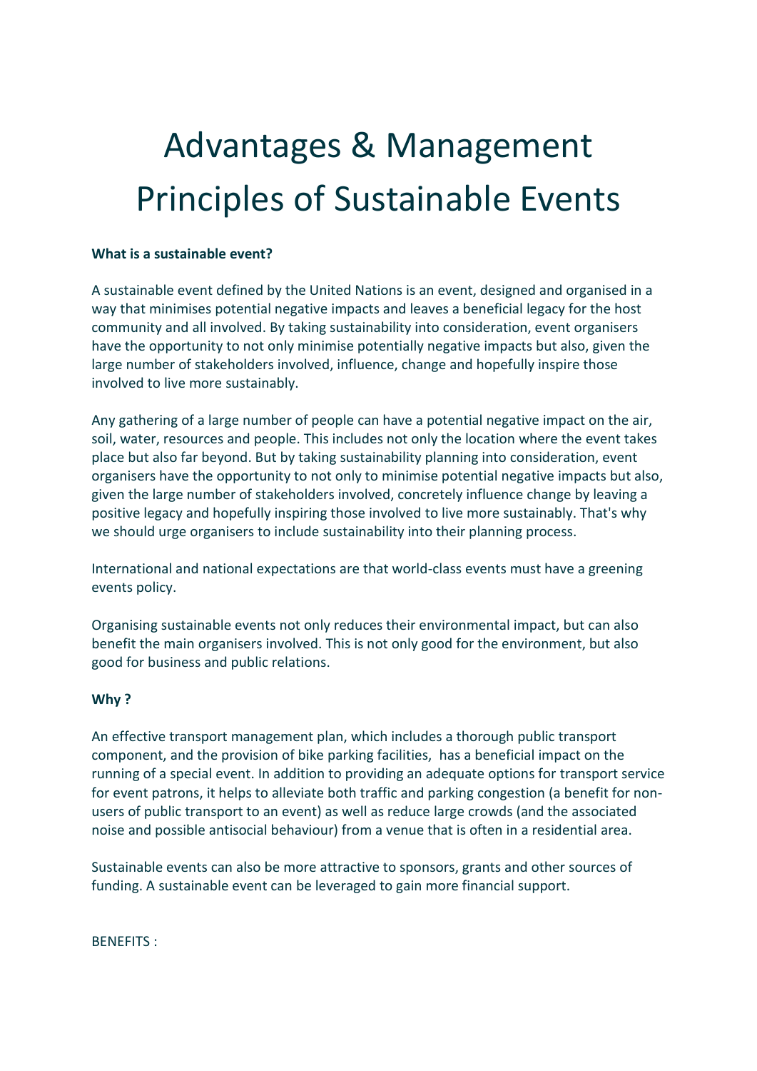# Advantages & Management Principles of Sustainable Events

**What is a sustainable event?**

A sustainable event defined by the United Nations is an event, designed and organised in a way that minimises potential negative impacts and leaves a beneficial legacy for the host community and all involved. By taking sustainability into consideration, event organisers have the opportunity to not only minimise potentially negative impacts but also, given the large number of stakeholders involved, influence, change and hopefully inspire those involved to live more sustainably.

Any gathering of a large number of people can have a potential negative impact on the air, soil, water, resources and people. This includes not only the location where the event takes place but also far beyond. But by taking sustainability planning into consideration, event organisers have the opportunity to not only to minimise potential negative impacts but also, given the large number of stakeholders involved, concretely influence change by leaving a positive legacy and hopefully inspiring those involved to live more sustainably. That's why we should urge organisers to include sustainability into their planning process.

International and national expectations are that world-class events must have a greening events policy.

Organising sustainable events not only reduces their environmental impact, but can also benefit the main organisers involved. This is not only good for the environment, but also good for business and public relations.

**Why ?**

An effective transport management plan, which includes a thorough public transport component, and the provision of bike parking facilities, has a beneficial impact on the running of a special event. In addition to providing an adequate options for transport service for event patrons, it helps to alleviate both traffic and parking congestion (a benefit for non-users of public transport to an event) as well as reduce large crowds (and the associated noise and possible antisocial behaviour) from a venue that is often in a residential area.

Sustainable events can also be more attractive to sponsors, grants and other sources of funding. A sustainable event can be leveraged to gain more financial support.

BENEFITS :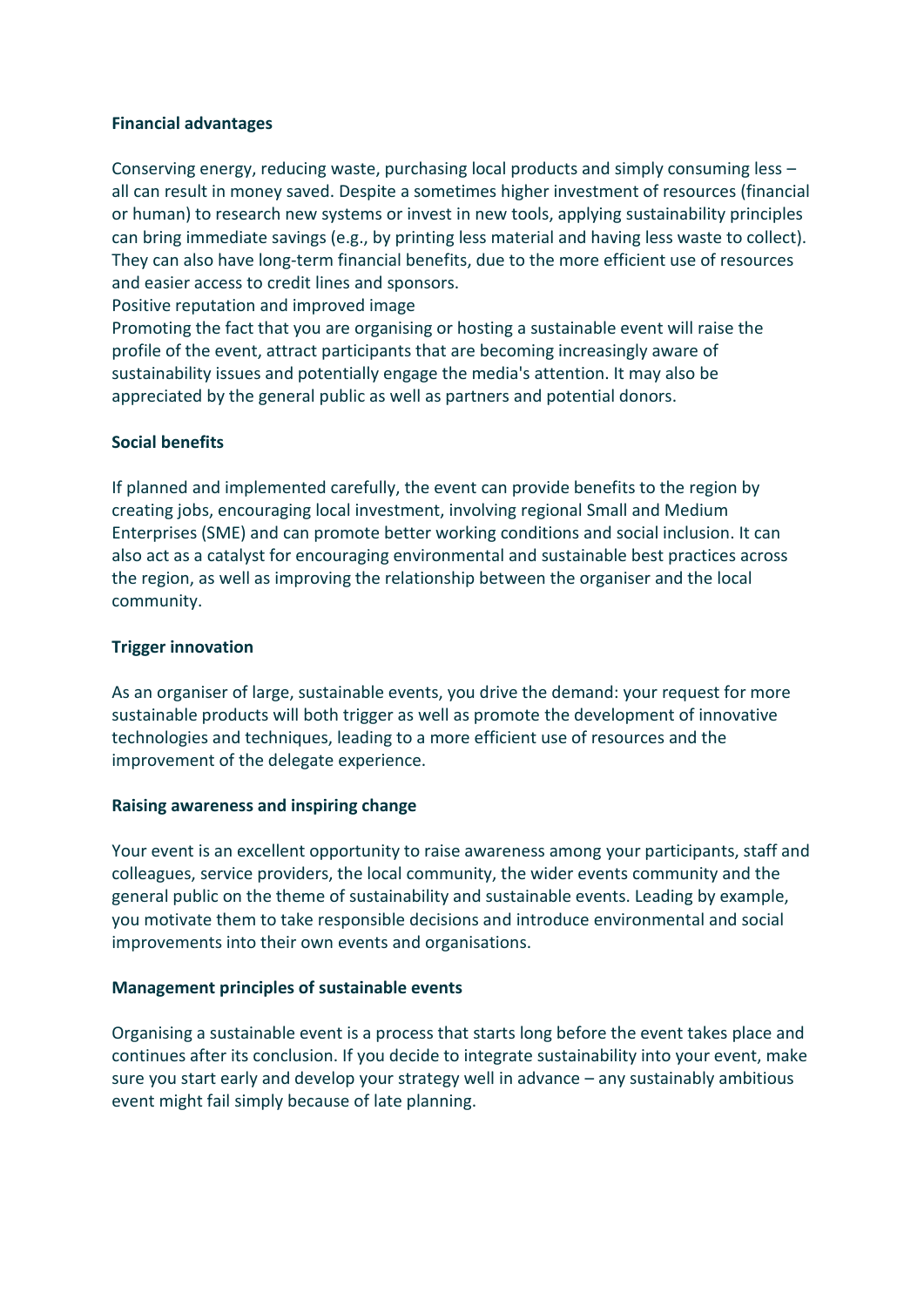**Financial advantages**

Conserving energy, reducing waste, purchasing local products and simply consuming less – all can result in money saved. Despite a sometimes higher investment of resources (financial or human) to research new systems or invest in new tools, applying sustainability principles can bring immediate savings (e.g., by printing less material and having less waste to collect). They can also have long-term financial benefits, due to the more efficient use of resources and easier access to credit lines and sponsors.

Positive reputation and improved image

Promoting the fact that you are organising or hosting a sustainable event will raise the profile of the event, attract participants that are becoming increasingly aware of sustainability issues and potentially engage the media's attention. It may also be appreciated by the general public as well as partners and potential donors.

**Social benefits**

If planned and implemented carefully, the event can provide benefits to the region by creating jobs, encouraging local investment, involving regional Small and Medium Enterprises (SME) and can promote better working conditions and social inclusion. It can also act as a catalyst for encouraging environmental and sustainable best practices across the region, as well as improving the relationship between the organiser and the local community.

**Trigger innovation**

As an organiser of large, sustainable events, you drive the demand: your request for more sustainable products will both trigger as well as promote the development of innovative technologies and techniques, leading to a more efficient use of resources and the improvement of the delegate experience.

**Raising awareness and inspiring change**

Your event is an excellent opportunity to raise awareness among your participants, staff and colleagues, service providers, the local community, the wider events community and the general public on the theme of sustainability and sustainable events. Leading by example, you motivate them to take responsible decisions and introduce environmental and social improvements into their own events and organisations.

**Management principles of sustainable events**

Organising a sustainable event is a process that starts long before the event takes place and continues after its conclusion. If you decide to integrate sustainability into your event, make sure you start early and develop your strategy well in advance – any sustainably ambitious event might fail simply because of late planning.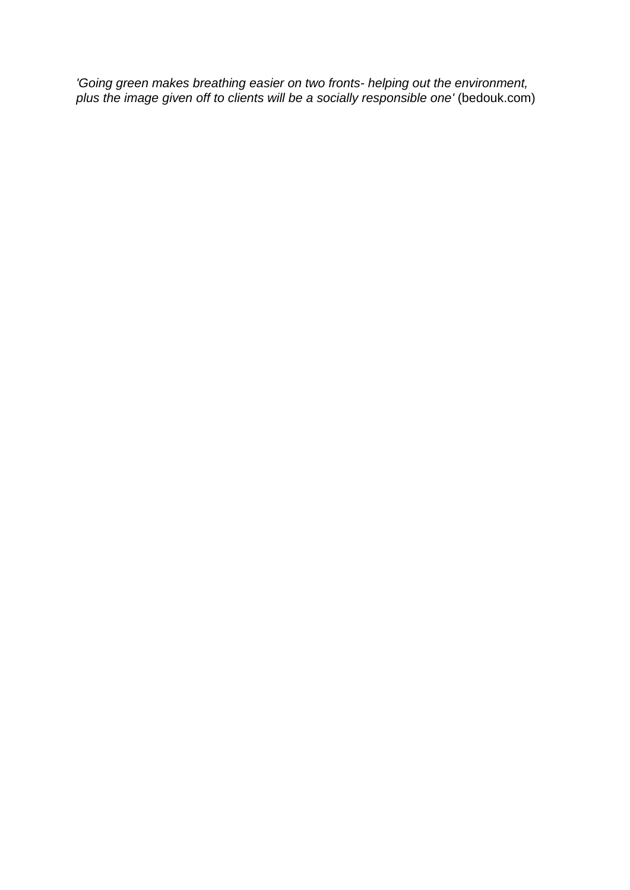*'Going green makes breathing easier on two fronts- helping out the environment, plus the image given off to clients will be a socially responsible one'* (bedouk.com)